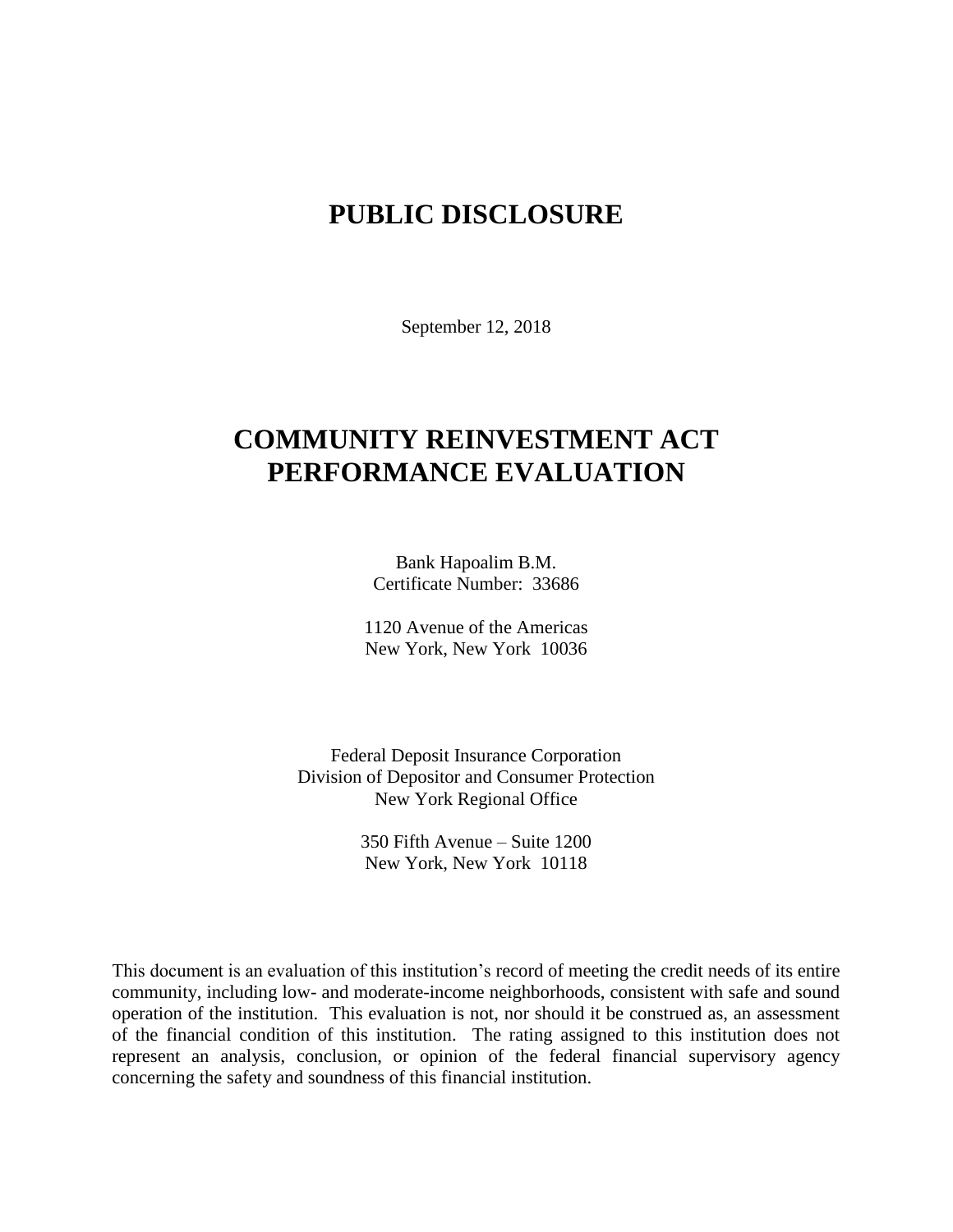# PUBLIC DISCLOSURE

September 12, 2018

# COMMUNITY REINVESTMENT ACT PERFORMANCE EVALUATION

Bank Hapoalim B.M.
Certificate Number: 33686

1120 Avenue of the Americas
New York, New York 10036

Federal Deposit Insurance Corporation
Division of Depositor and Consumer Protection
New York Regional Office

350 Fifth Avenue – Suite 1200
New York, New York 10118

This document is an evaluation of this institution's record of meeting the credit needs of its entire community, including low- and moderate-income neighborhoods, consistent with safe and sound operation of the institution. This evaluation is not, nor should it be construed as, an assessment of the financial condition of this institution. The rating assigned to this institution does not represent an analysis, conclusion, or opinion of the federal financial supervisory agency concerning the safety and soundness of this financial institution.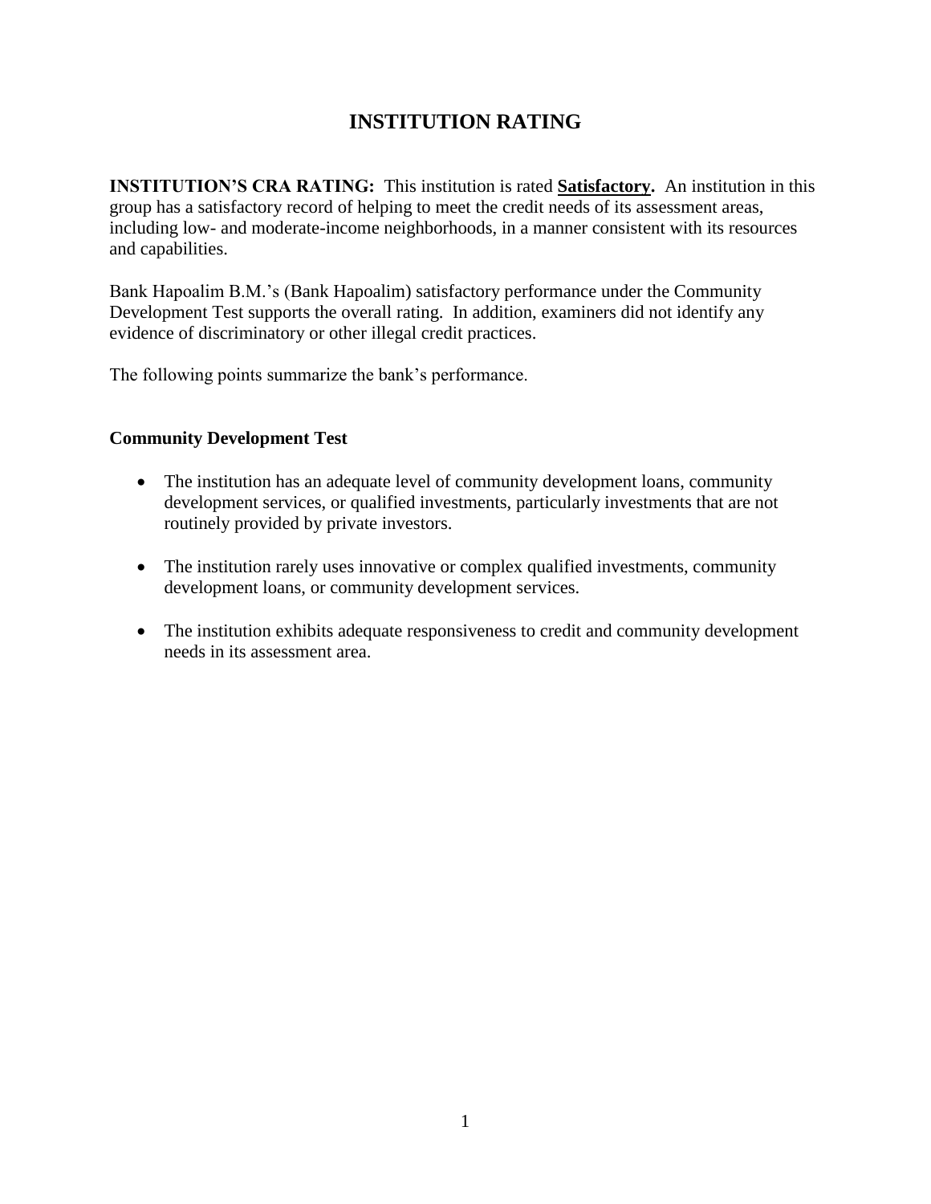# INSTITUTION RATING

**INSTITUTION'S CRA RATING:** This institution is rated **Satisfactory.** An institution in this group has a satisfactory record of helping to meet the credit needs of its assessment areas, including low- and moderate-income neighborhoods, in a manner consistent with its resources and capabilities.

Bank Hapoalim B.M.'s (Bank Hapoalim) satisfactory performance under the Community Development Test supports the overall rating. In addition, examiners did not identify any evidence of discriminatory or other illegal credit practices.

The following points summarize the bank's performance.

### Community Development Test

- The institution has an adequate level of community development loans, community development services, or qualified investments, particularly investments that are not routinely provided by private investors.
- The institution rarely uses innovative or complex qualified investments, community development loans, or community development services.
- The institution exhibits adequate responsiveness to credit and community development needs in its assessment area.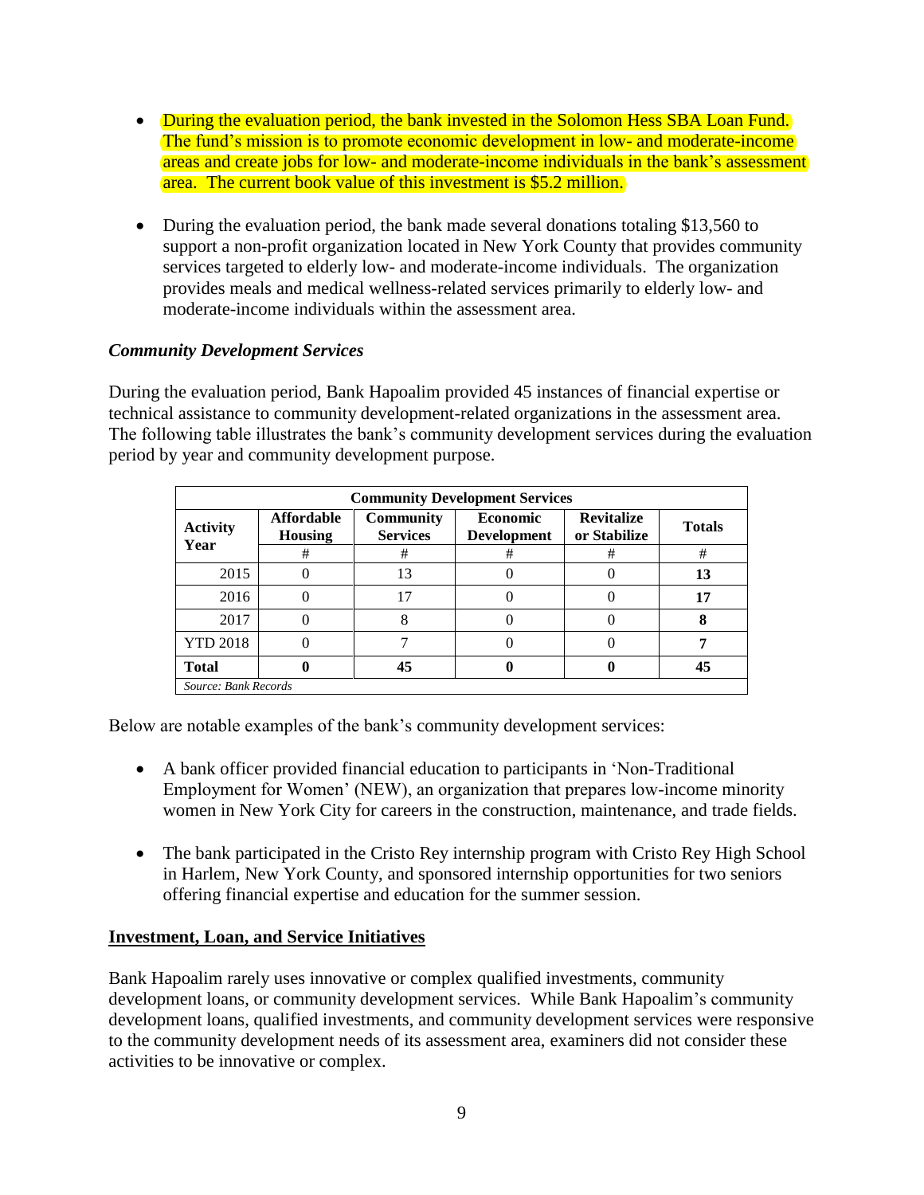- During the evaluation period, the bank invested in the Solomon Hess SBA Loan Fund. The fund's mission is to promote economic development in low- and moderate-income areas and create jobs for low- and moderate-income individuals in the bank's assessment area. The current book value of this investment is $5.2 million.

- During the evaluation period, the bank made several donations totaling $13,560 to support a non-profit organization located in New York County that provides community services targeted to elderly low- and moderate-income individuals. The organization provides meals and medical wellness-related services primarily to elderly low- and moderate-income individuals within the assessment area.

### *Community Development Services*

During the evaluation period, Bank Hapoalim provided 45 instances of financial expertise or technical assistance to community development-related organizations in the assessment area. The following table illustrates the bank's community development services during the evaluation period by year and community development purpose.

| Community Development Services | | | | | |
|---|---|---|---|---|---|
| Activity Year | Affordable Housing | Community Services | Economic Development | Revitalize or Stabilize | Totals |
| | # | # | # | # | # |
| 2015 | 0 | 13 | 0 | 0 | **13** |
| 2016 | 0 | 17 | 0 | 0 | **17** |
| 2017 | 0 | 8 | 0 | 0 | **8** |
| YTD 2018 | 0 | 7 | 0 | 0 | **7** |
| **Total** | **0** | **45** | **0** | **0** | **45** |

*Source: Bank Records*

Below are notable examples of the bank's community development services:

- A bank officer provided financial education to participants in 'Non-Traditional Employment for Women' (NEW), an organization that prepares low-income minority women in New York City for careers in the construction, maintenance, and trade fields.

- The bank participated in the Cristo Rey internship program with Cristo Rey High School in Harlem, New York County, and sponsored internship opportunities for two seniors offering financial expertise and education for the summer session.

## Investment, Loan, and Service Initiatives

Bank Hapoalim rarely uses innovative or complex qualified investments, community development loans, or community development services. While Bank Hapoalim's community development loans, qualified investments, and community development services were responsive to the community development needs of its assessment area, examiners did not consider these activities to be innovative or complex.